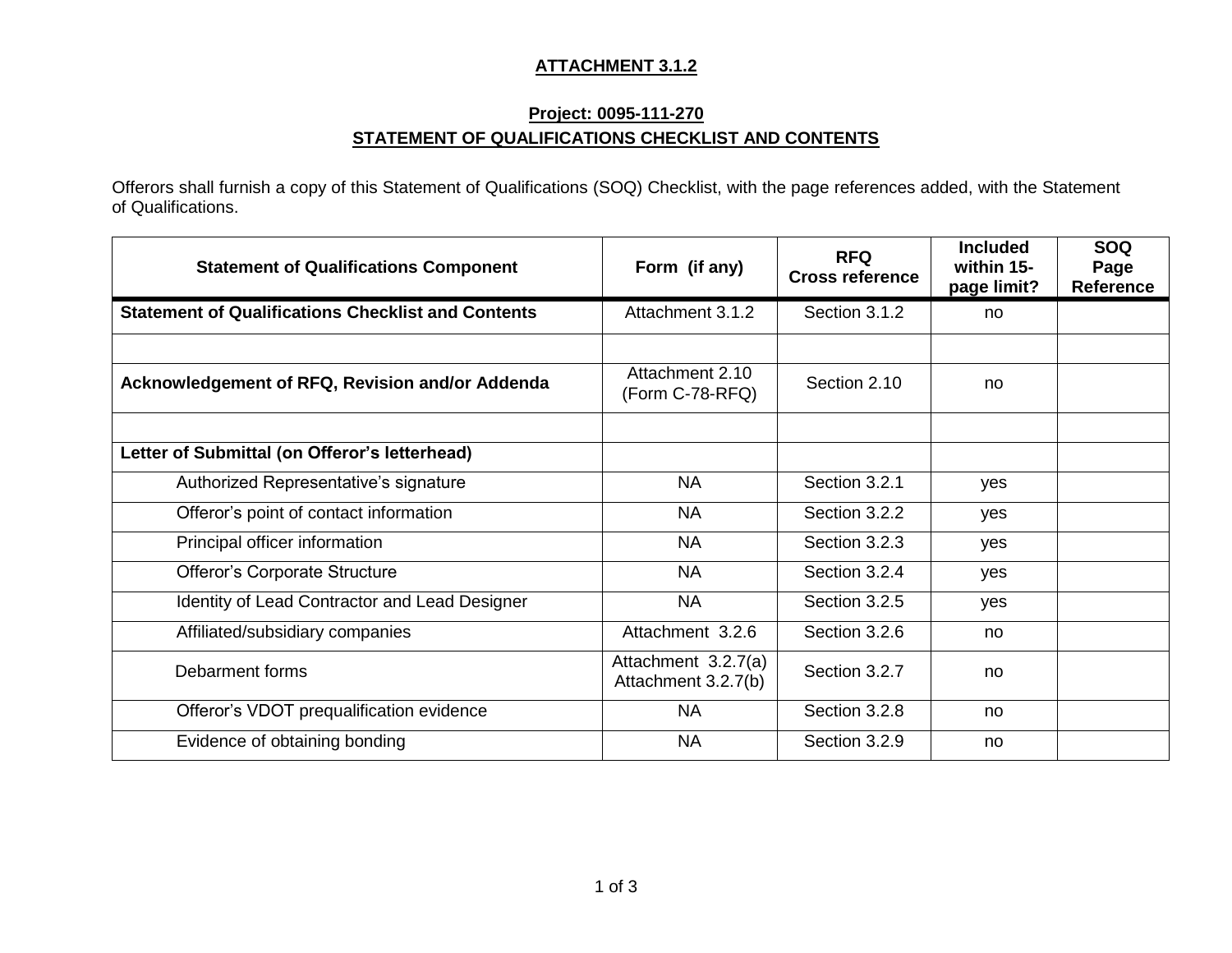**ATTACHMENT 3.1.2**

**Project: 0095-111-270**

**STATEMENT OF QUALIFICATIONS CHECKLIST AND CONTENTS**

Offerors shall furnish a copy of this Statement of Qualifications (SOQ) Checklist, with the page references added, with the Statement of Qualifications.

| Statement of Qualifications Component | Form (if any) | RFQ Cross reference | Included within 15-page limit? | SOQ Page Reference |
|---|---|---|---|---|
| **Statement of Qualifications Checklist and Contents** | Attachment 3.1.2 | Section 3.1.2 | no | |
| | | | | |
| **Acknowledgement of RFQ, Revision and/or Addenda** | Attachment 2.10 (Form C-78-RFQ) | Section 2.10 | no | |
| | | | | |
| **Letter of Submittal (on Offeror's letterhead)** | | | | |
| Authorized Representative's signature | NA | Section 3.2.1 | yes | |
| Offeror's point of contact information | NA | Section 3.2.2 | yes | |
| Principal officer information | NA | Section 3.2.3 | yes | |
| Offeror's Corporate Structure | NA | Section 3.2.4 | yes | |
| Identity of Lead Contractor and Lead Designer | NA | Section 3.2.5 | yes | |
| Affiliated/subsidiary companies | Attachment 3.2.6 | Section 3.2.6 | no | |
| Debarment forms | Attachment 3.2.7(a) Attachment 3.2.7(b) | Section 3.2.7 | no | |
| Offeror's VDOT prequalification evidence | NA | Section 3.2.8 | no | |
| Evidence of obtaining bonding | NA | Section 3.2.9 | no | |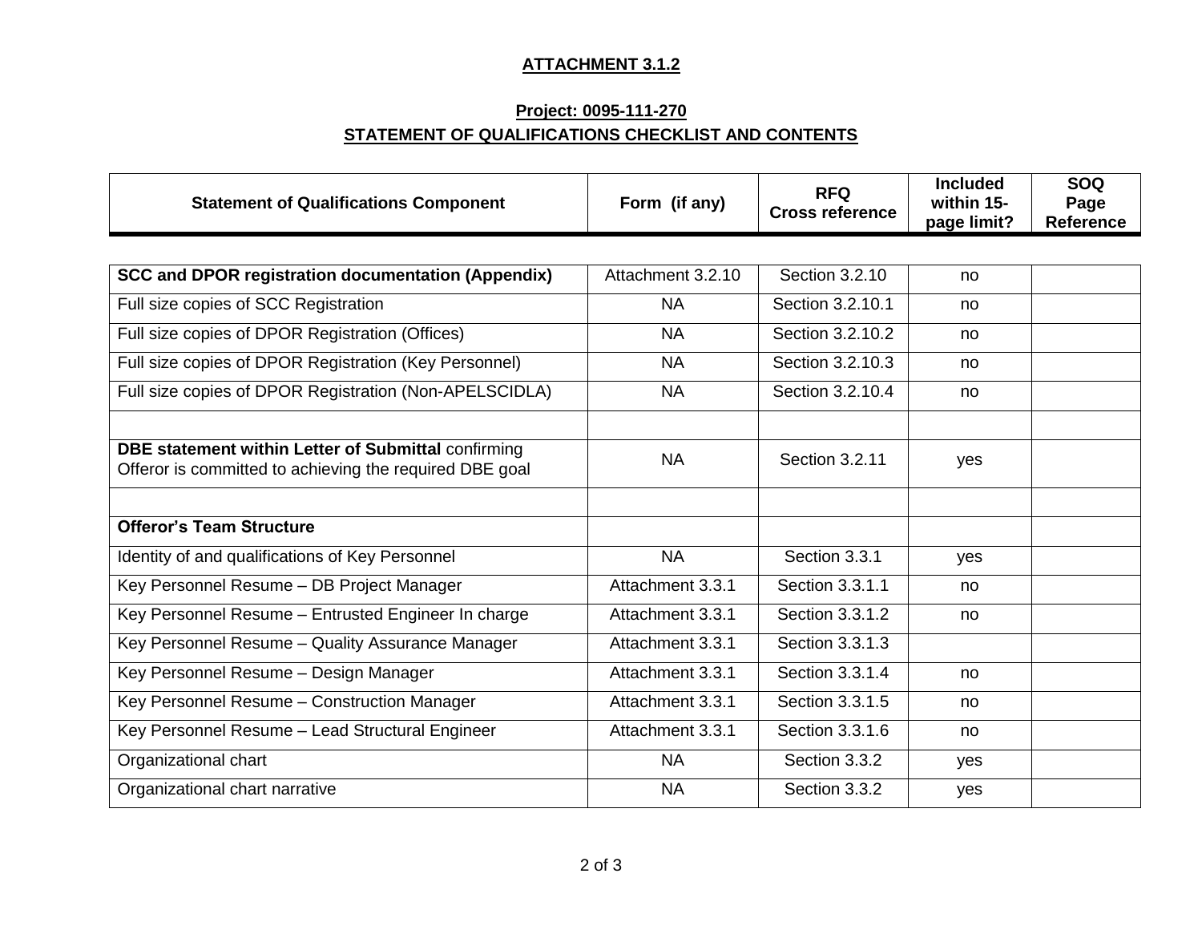**ATTACHMENT 3.1.2**

**Project: 0095-111-270**

**STATEMENT OF QUALIFICATIONS CHECKLIST AND CONTENTS**

| Statement of Qualifications Component | Form (if any) | RFQ Cross reference | Included within 15-page limit? | SOQ Page Reference |
|---|---|---|---|---|
| **SCC and DPOR registration documentation (Appendix)** | Attachment 3.2.10 | Section 3.2.10 | no | |
| Full size copies of SCC Registration | NA | Section 3.2.10.1 | no | |
| Full size copies of DPOR Registration (Offices) | NA | Section 3.2.10.2 | no | |
| Full size copies of DPOR Registration (Key Personnel) | NA | Section 3.2.10.3 | no | |
| Full size copies of DPOR Registration (Non-APELSCIDLA) | NA | Section 3.2.10.4 | no | |
| | | | | |
| **DBE statement within Letter of Submittal** confirming Offeror is committed to achieving the required DBE goal | NA | Section 3.2.11 | yes | |
| | | | | |
| **Offeror's Team Structure** | | | | |
| Identity of and qualifications of Key Personnel | NA | Section 3.3.1 | yes | |
| Key Personnel Resume – DB Project Manager | Attachment 3.3.1 | Section 3.3.1.1 | no | |
| Key Personnel Resume – Entrusted Engineer In charge | Attachment 3.3.1 | Section 3.3.1.2 | no | |
| Key Personnel Resume – Quality Assurance Manager | Attachment 3.3.1 | Section 3.3.1.3 | | |
| Key Personnel Resume – Design Manager | Attachment 3.3.1 | Section 3.3.1.4 | no | |
| Key Personnel Resume – Construction Manager | Attachment 3.3.1 | Section 3.3.1.5 | no | |
| Key Personnel Resume – Lead Structural Engineer | Attachment 3.3.1 | Section 3.3.1.6 | no | |
| Organizational chart | NA | Section 3.3.2 | yes | |
| Organizational chart narrative | NA | Section 3.3.2 | yes | |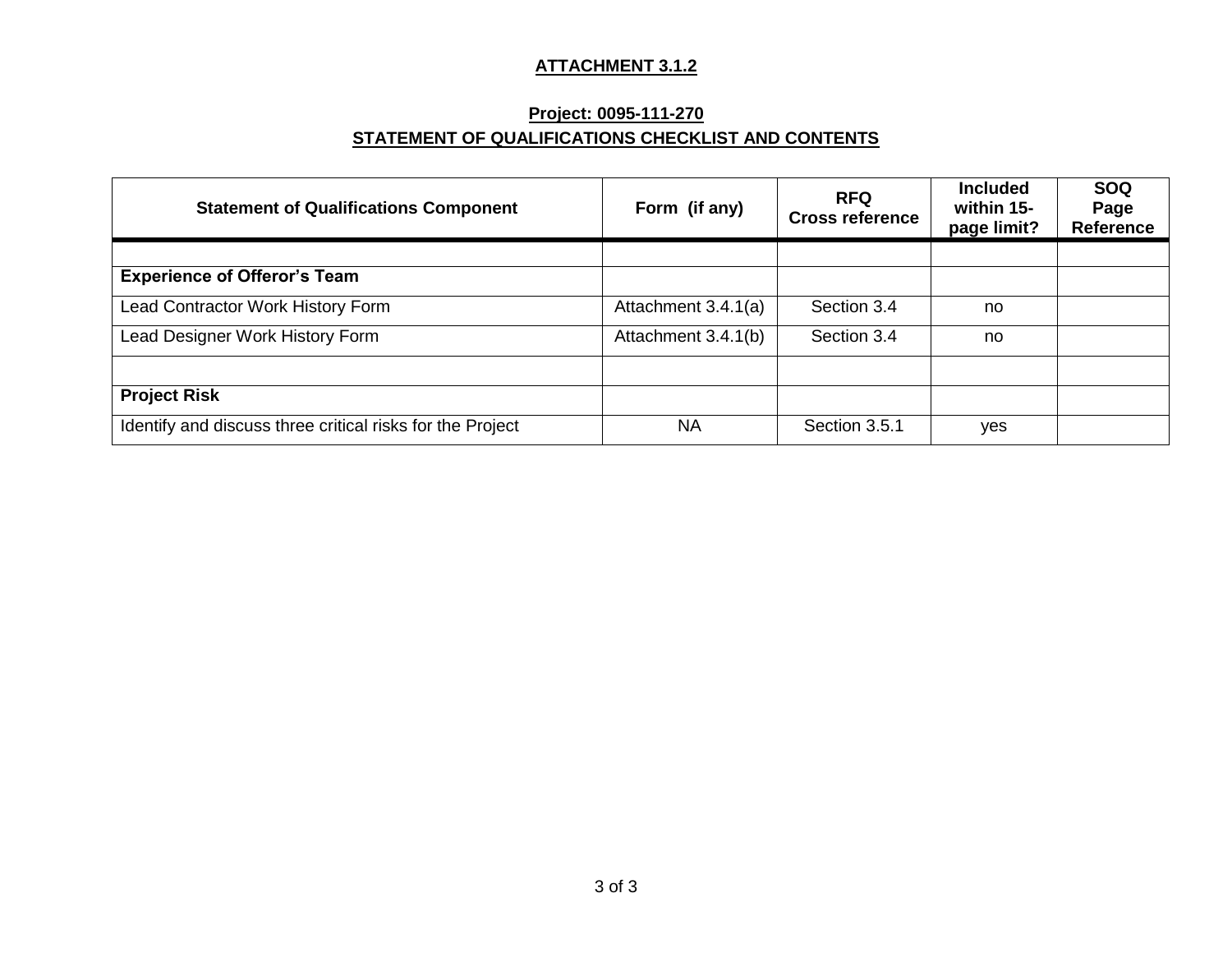**ATTACHMENT 3.1.2**

**Project: 0095-111-270**

**STATEMENT OF QUALIFICATIONS CHECKLIST AND CONTENTS**

| Statement of Qualifications Component | Form (if any) | RFQ Cross reference | Included within 15-page limit? | SOQ Page Reference |
|---|---|---|---|---|
| | | | | |
| **Experience of Offeror's Team** | | | | |
| Lead Contractor Work History Form | Attachment 3.4.1(a) | Section 3.4 | no | |
| Lead Designer Work History Form | Attachment 3.4.1(b) | Section 3.4 | no | |
| | | | | |
| **Project Risk** | | | | |
| Identify and discuss three critical risks for the Project | NA | Section 3.5.1 | yes | |